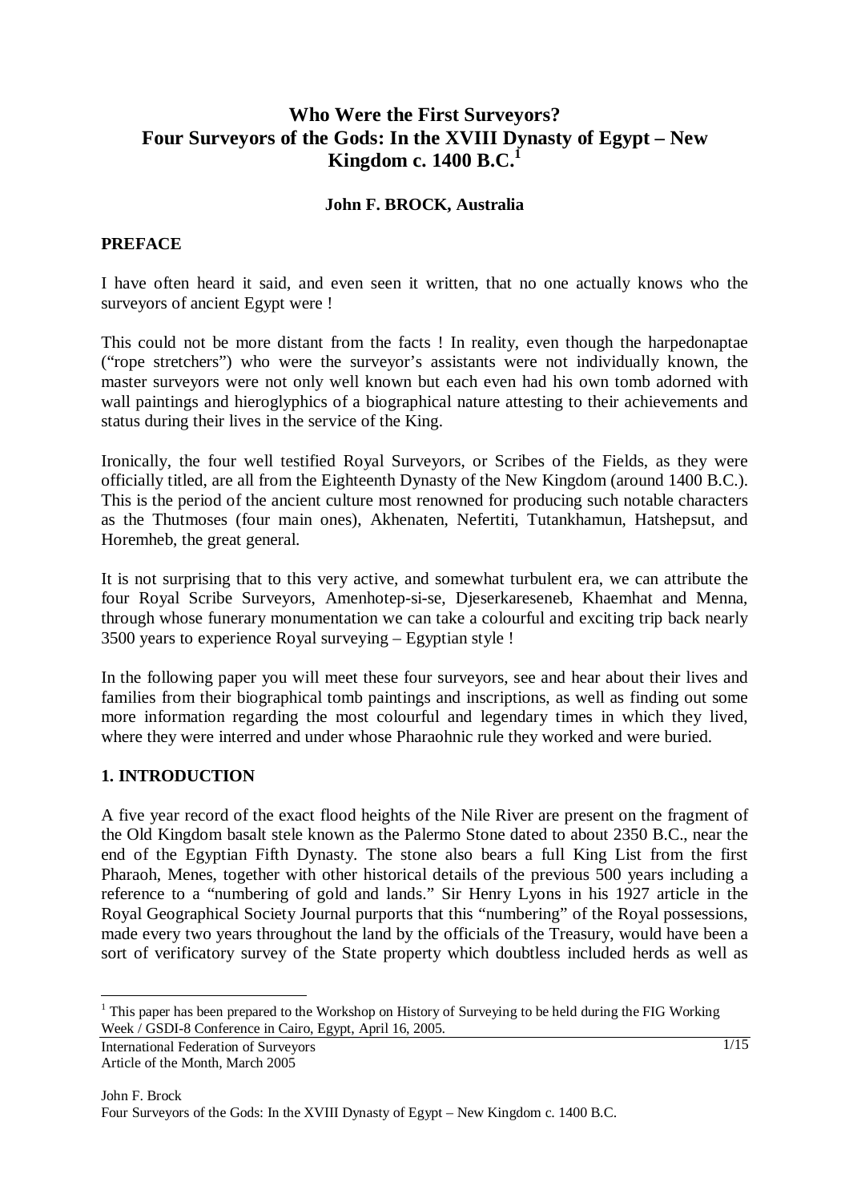# Who Were the First Surveyors? Four Surveyors of the Gods: In the XVIII Dynasty of Egypt – New Kingdom c. 1400 B.C.[1]

**John F. BROCK, Australia**

## PREFACE

I have often heard it said, and even seen it written, that no one actually knows who the surveyors of ancient Egypt were !

This could not be more distant from the facts ! In reality, even though the harpedonaptae ("rope stretchers") who were the surveyor's assistants were not individually known, the master surveyors were not only well known but each even had his own tomb adorned with wall paintings and hieroglyphics of a biographical nature attesting to their achievements and status during their lives in the service of the King.

Ironically, the four well testified Royal Surveyors, or Scribes of the Fields, as they were officially titled, are all from the Eighteenth Dynasty of the New Kingdom (around 1400 B.C.). This is the period of the ancient culture most renowned for producing such notable characters as the Thutmoses (four main ones), Akhenaten, Nefertiti, Tutankhamun, Hatshepsut, and Horemheb, the great general.

It is not surprising that to this very active, and somewhat turbulent era, we can attribute the four Royal Scribe Surveyors, Amenhotep-si-se, Djeserkareseneb, Khaemhat and Menna, through whose funerary monumentation we can take a colourful and exciting trip back nearly 3500 years to experience Royal surveying – Egyptian style !

In the following paper you will meet these four surveyors, see and hear about their lives and families from their biographical tomb paintings and inscriptions, as well as finding out some more information regarding the most colourful and legendary times in which they lived, where they were interred and under whose Pharaohnic rule they worked and were buried.

## 1. INTRODUCTION

A five year record of the exact flood heights of the Nile River are present on the fragment of the Old Kingdom basalt stele known as the Palermo Stone dated to about 2350 B.C., near the end of the Egyptian Fifth Dynasty. The stone also bears a full King List from the first Pharaoh, Menes, together with other historical details of the previous 500 years including a reference to a "numbering of gold and lands." Sir Henry Lyons in his 1927 article in the Royal Geographical Society Journal purports that this "numbering" of the Royal possessions, made every two years throughout the land by the officials of the Treasury, would have been a sort of verificatory survey of the State property which doubtless included herds as well as

---

[1] This paper has been prepared to the Workshop on History of Surveying to be held during the FIG Working Week / GSDI-8 Conference in Cairo, Egypt, April 16, 2005.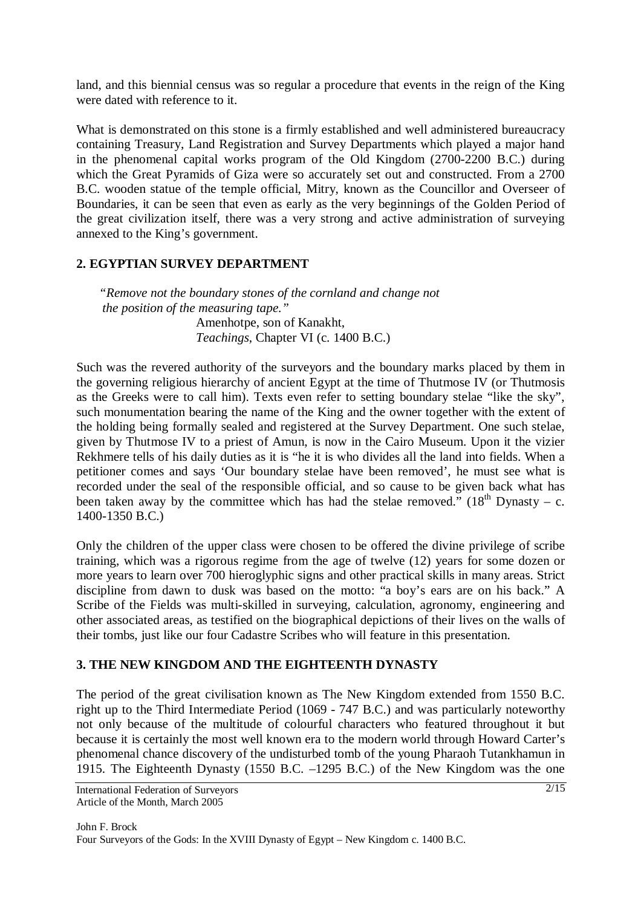land, and this biennial census was so regular a procedure that events in the reign of the King were dated with reference to it.

What is demonstrated on this stone is a firmly established and well administered bureaucracy containing Treasury, Land Registration and Survey Departments which played a major hand in the phenomenal capital works program of the Old Kingdom (2700-2200 B.C.) during which the Great Pyramids of Giza were so accurately set out and constructed. From a 2700 B.C. wooden statue of the temple official, Mitry, known as the Councillor and Overseer of Boundaries, it can be seen that even as early as the very beginnings of the Golden Period of the great civilization itself, there was a very strong and active administration of surveying annexed to the King's government.

## 2. EGYPTIAN SURVEY DEPARTMENT

> *"Remove not the boundary stones of the cornland and change not the position of the measuring tape."*
> Amenhotpe, son of Kanakht,
> *Teachings*, Chapter VI (c. 1400 B.C.)

Such was the revered authority of the surveyors and the boundary marks placed by them in the governing religious hierarchy of ancient Egypt at the time of Thutmose IV (or Thutmosis as the Greeks were to call him). Texts even refer to setting boundary stelae "like the sky", such monumentation bearing the name of the King and the owner together with the extent of the holding being formally sealed and registered at the Survey Department. One such stelae, given by Thutmose IV to a priest of Amun, is now in the Cairo Museum. Upon it the vizier Rekhmere tells of his daily duties as it is "he it is who divides all the land into fields. When a petitioner comes and says 'Our boundary stelae have been removed', he must see what is recorded under the seal of the responsible official, and so cause to be given back what has been taken away by the committee which has had the stelae removed." (18th Dynasty – c. 1400-1350 B.C.)

Only the children of the upper class were chosen to be offered the divine privilege of scribe training, which was a rigorous regime from the age of twelve (12) years for some dozen or more years to learn over 700 hieroglyphic signs and other practical skills in many areas. Strict discipline from dawn to dusk was based on the motto: "a boy's ears are on his back." A Scribe of the Fields was multi-skilled in surveying, calculation, agronomy, engineering and other associated areas, as testified on the biographical depictions of their lives on the walls of their tombs, just like our four Cadastre Scribes who will feature in this presentation.

## 3. THE NEW KINGDOM AND THE EIGHTEENTH DYNASTY

The period of the great civilisation known as The New Kingdom extended from 1550 B.C. right up to the Third Intermediate Period (1069 - 747 B.C.) and was particularly noteworthy not only because of the multitude of colourful characters who featured throughout it but because it is certainly the most well known era to the modern world through Howard Carter's phenomenal chance discovery of the undisturbed tomb of the young Pharaoh Tutankhamun in 1915. The Eighteenth Dynasty (1550 B.C. –1295 B.C.) of the New Kingdom was the one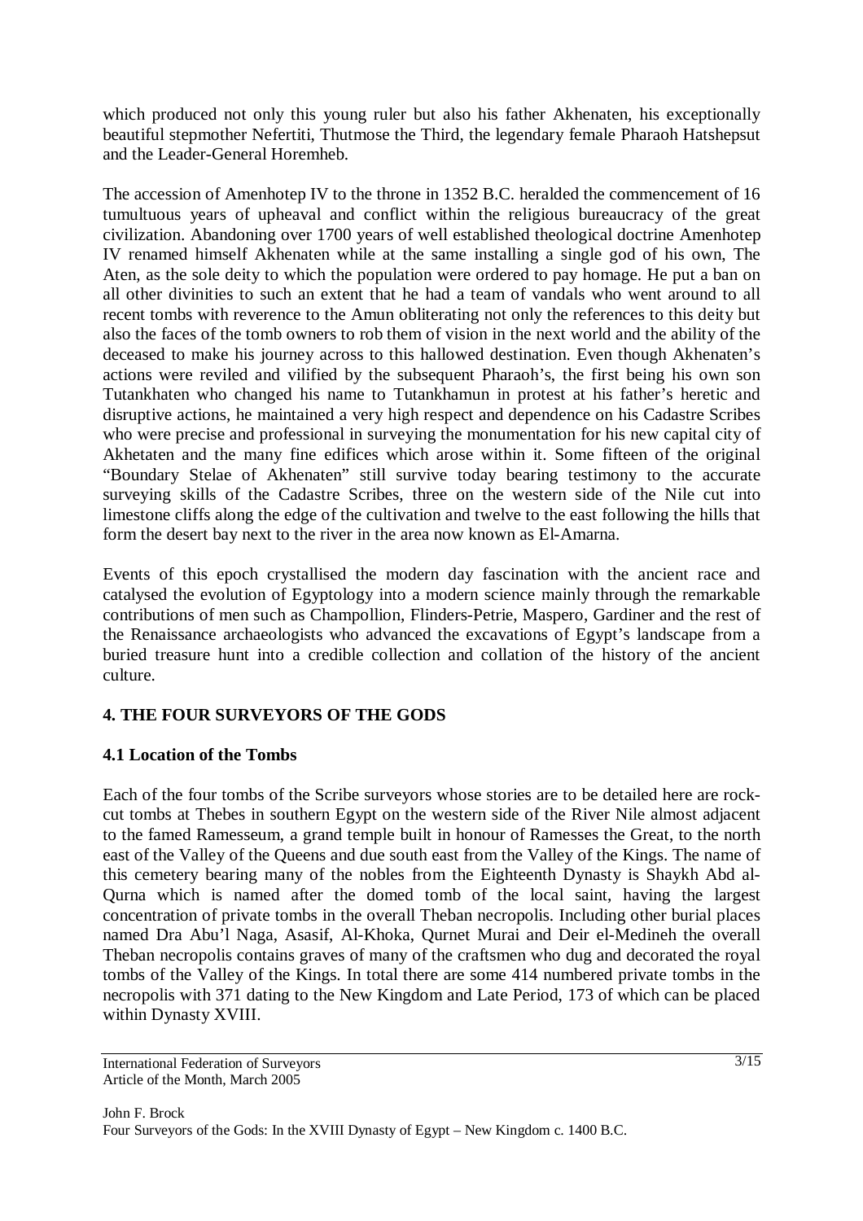which produced not only this young ruler but also his father Akhenaten, his exceptionally beautiful stepmother Nefertiti, Thutmose the Third, the legendary female Pharaoh Hatshepsut and the Leader-General Horemheb.

The accession of Amenhotep IV to the throne in 1352 B.C. heralded the commencement of 16 tumultuous years of upheaval and conflict within the religious bureaucracy of the great civilization. Abandoning over 1700 years of well established theological doctrine Amenhotep IV renamed himself Akhenaten while at the same installing a single god of his own, The Aten, as the sole deity to which the population were ordered to pay homage. He put a ban on all other divinities to such an extent that he had a team of vandals who went around to all recent tombs with reverence to the Amun obliterating not only the references to this deity but also the faces of the tomb owners to rob them of vision in the next world and the ability of the deceased to make his journey across to this hallowed destination. Even though Akhenaten's actions were reviled and vilified by the subsequent Pharaoh's, the first being his own son Tutankhaten who changed his name to Tutankhamun in protest at his father's heretic and disruptive actions, he maintained a very high respect and dependence on his Cadastre Scribes who were precise and professional in surveying the monumentation for his new capital city of Akhetaten and the many fine edifices which arose within it. Some fifteen of the original "Boundary Stelae of Akhenaten" still survive today bearing testimony to the accurate surveying skills of the Cadastre Scribes, three on the western side of the Nile cut into limestone cliffs along the edge of the cultivation and twelve to the east following the hills that form the desert bay next to the river in the area now known as El-Amarna.

Events of this epoch crystallised the modern day fascination with the ancient race and catalysed the evolution of Egyptology into a modern science mainly through the remarkable contributions of men such as Champollion, Flinders-Petrie, Maspero, Gardiner and the rest of the Renaissance archaeologists who advanced the excavations of Egypt's landscape from a buried treasure hunt into a credible collection and collation of the history of the ancient culture.

## 4. THE FOUR SURVEYORS OF THE GODS

### 4.1 Location of the Tombs

Each of the four tombs of the Scribe surveyors whose stories are to be detailed here are rock-cut tombs at Thebes in southern Egypt on the western side of the River Nile almost adjacent to the famed Ramesseum, a grand temple built in honour of Ramesses the Great, to the north east of the Valley of the Queens and due south east from the Valley of the Kings. The name of this cemetery bearing many of the nobles from the Eighteenth Dynasty is Shaykh Abd al-Qurna which is named after the domed tomb of the local saint, having the largest concentration of private tombs in the overall Theban necropolis. Including other burial places named Dra Abu'l Naga, Asasif, Al-Khoka, Qurnet Murai and Deir el-Medineh the overall Theban necropolis contains graves of many of the craftsmen who dug and decorated the royal tombs of the Valley of the Kings. In total there are some 414 numbered private tombs in the necropolis with 371 dating to the New Kingdom and Late Period, 173 of which can be placed within Dynasty XVIII.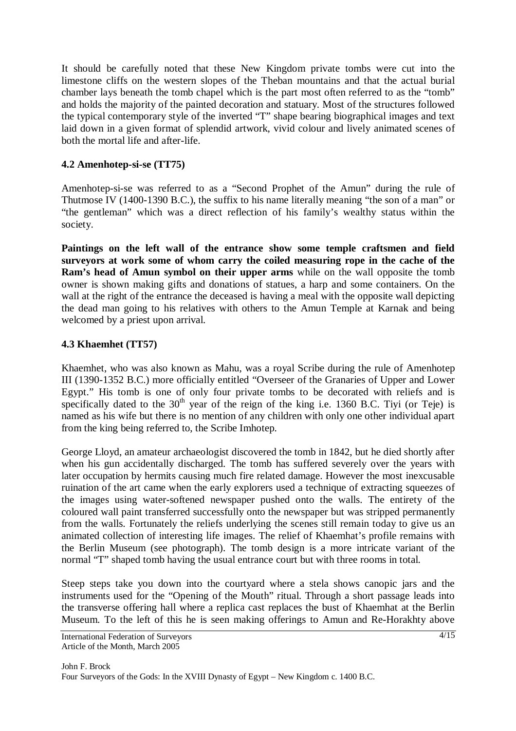It should be carefully noted that these New Kingdom private tombs were cut into the limestone cliffs on the western slopes of the Theban mountains and that the actual burial chamber lays beneath the tomb chapel which is the part most often referred to as the "tomb" and holds the majority of the painted decoration and statuary. Most of the structures followed the typical contemporary style of the inverted "T" shape bearing biographical images and text laid down in a given format of splendid artwork, vivid colour and lively animated scenes of both the mortal life and after-life.

### 4.2 Amenhotep-si-se (TT75)

Amenhotep-si-se was referred to as a "Second Prophet of the Amun" during the rule of Thutmose IV (1400-1390 B.C.), the suffix to his name literally meaning "the son of a man" or "the gentleman" which was a direct reflection of his family's wealthy status within the society.

**Paintings on the left wall of the entrance show some temple craftsmen and field surveyors at work some of whom carry the coiled measuring rope in the cache of the Ram's head of Amun symbol on their upper arms** while on the wall opposite the tomb owner is shown making gifts and donations of statues, a harp and some containers. On the wall at the right of the entrance the deceased is having a meal with the opposite wall depicting the dead man going to his relatives with others to the Amun Temple at Karnak and being welcomed by a priest upon arrival.

### 4.3 Khaemhet (TT57)

Khaemhet, who was also known as Mahu, was a royal Scribe during the rule of Amenhotep III (1390-1352 B.C.) more officially entitled "Overseer of the Granaries of Upper and Lower Egypt." His tomb is one of only four private tombs to be decorated with reliefs and is specifically dated to the 30th year of the reign of the king i.e. 1360 B.C. Tiyi (or Teje) is named as his wife but there is no mention of any children with only one other individual apart from the king being referred to, the Scribe Imhotep.

George Lloyd, an amateur archaeologist discovered the tomb in 1842, but he died shortly after when his gun accidentally discharged. The tomb has suffered severely over the years with later occupation by hermits causing much fire related damage. However the most inexcusable ruination of the art came when the early explorers used a technique of extracting squeezes of the images using water-softened newspaper pushed onto the walls. The entirety of the coloured wall paint transferred successfully onto the newspaper but was stripped permanently from the walls. Fortunately the reliefs underlying the scenes still remain today to give us an animated collection of interesting life images. The relief of Khaemhat's profile remains with the Berlin Museum (see photograph). The tomb design is a more intricate variant of the normal "T" shaped tomb having the usual entrance court but with three rooms in total.

Steep steps take you down into the courtyard where a stela shows canopic jars and the instruments used for the "Opening of the Mouth" ritual. Through a short passage leads into the transverse offering hall where a replica cast replaces the bust of Khaemhat at the Berlin Museum. To the left of this he is seen making offerings to Amun and Re-Horakhty above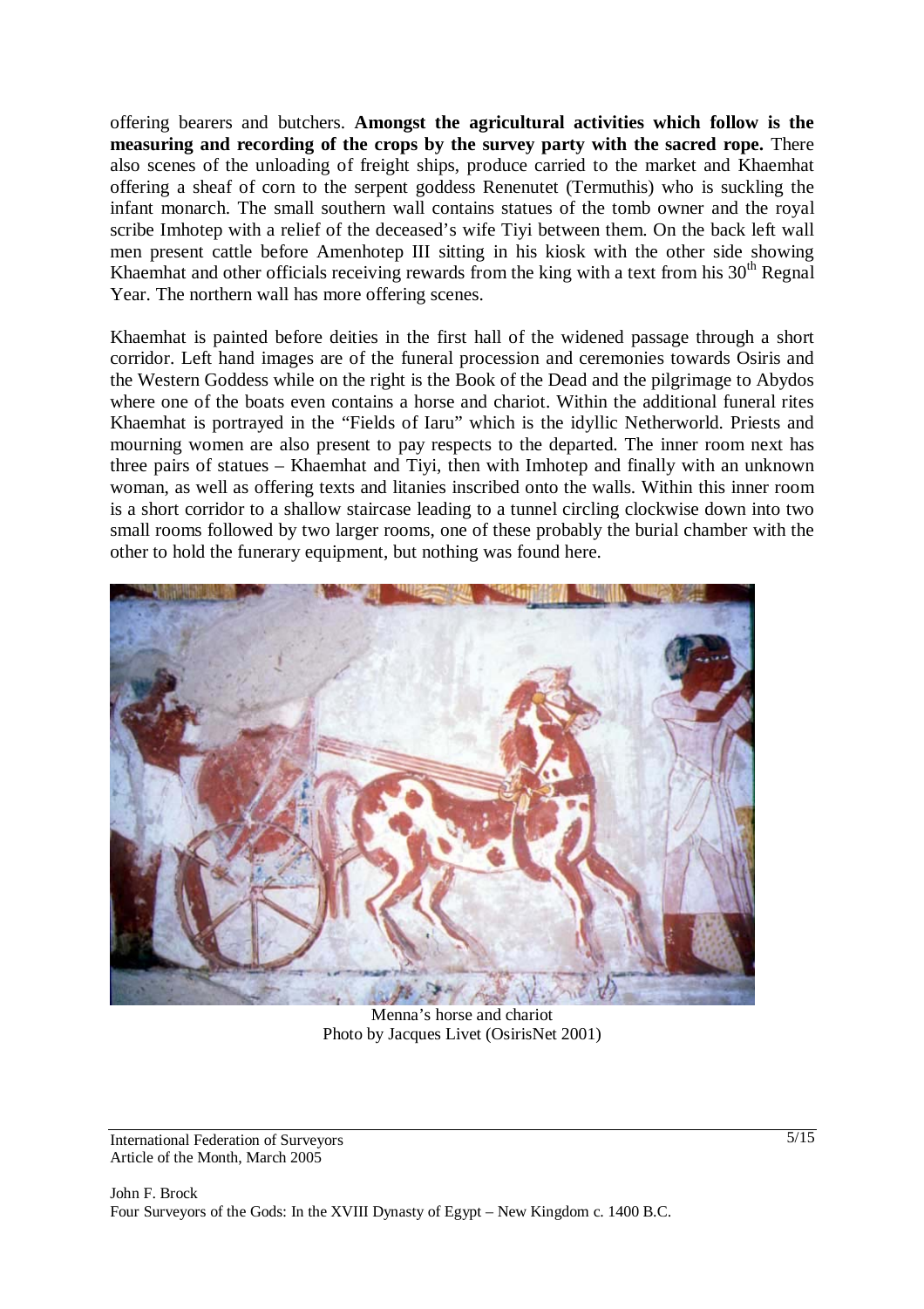offering bearers and butchers. **Amongst the agricultural activities which follow is the measuring and recording of the crops by the survey party with the sacred rope.** There also scenes of the unloading of freight ships, produce carried to the market and Khaemhat offering a sheaf of corn to the serpent goddess Renenutet (Termuthis) who is suckling the infant monarch. The small southern wall contains statues of the tomb owner and the royal scribe Imhotep with a relief of the deceased's wife Tiyi between them. On the back left wall men present cattle before Amenhotep III sitting in his kiosk with the other side showing Khaemhat and other officials receiving rewards from the king with a text from his 30th Regnal Year. The northern wall has more offering scenes.

Khaemhat is painted before deities in the first hall of the widened passage through a short corridor. Left hand images are of the funeral procession and ceremonies towards Osiris and the Western Goddess while on the right is the Book of the Dead and the pilgrimage to Abydos where one of the boats even contains a horse and chariot. Within the additional funeral rites Khaemhat is portrayed in the "Fields of Iaru" which is the idyllic Netherworld. Priests and mourning women are also present to pay respects to the departed. The inner room next has three pairs of statues – Khaemhat and Tiyi, then with Imhotep and finally with an unknown woman, as well as offering texts and litanies inscribed onto the walls. Within this inner room is a short corridor to a shallow staircase leading to a tunnel circling clockwise down into two small rooms followed by two larger rooms, one of these probably the burial chamber with the other to hold the funerary equipment, but nothing was found here.

Menna's horse and chariot
Photo by Jacques Livet (OsirisNet 2001)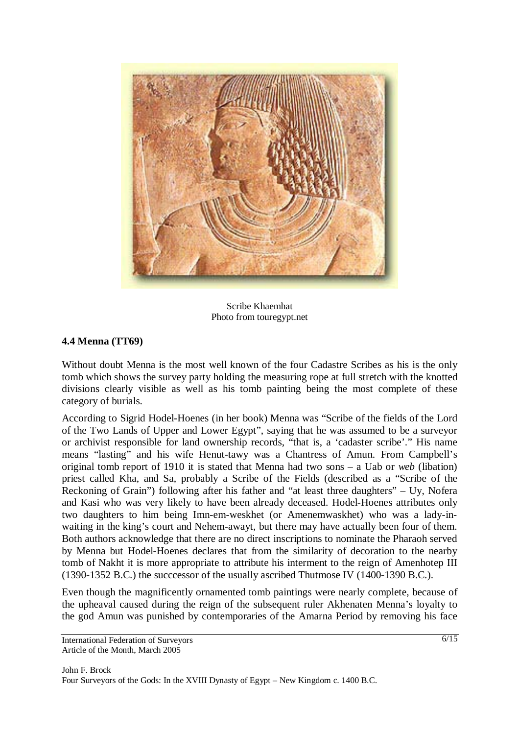Scribe Khaemhat
Photo from touregypt.net

### 4.4 Menna (TT69)

Without doubt Menna is the most well known of the four Cadastre Scribes as his is the only tomb which shows the survey party holding the measuring rope at full stretch with the knotted divisions clearly visible as well as his tomb painting being the most complete of these category of burials.

According to Sigrid Hodel-Hoenes (in her book) Menna was "Scribe of the fields of the Lord of the Two Lands of Upper and Lower Egypt", saying that he was assumed to be a surveyor or archivist responsible for land ownership records, "that is, a 'cadaster scribe'." His name means "lasting" and his wife Henut-tawy was a Chantress of Amun. From Campbell's original tomb report of 1910 it is stated that Menna had two sons – a Uab or *web* (libation) priest called Kha, and Sa, probably a Scribe of the Fields (described as a "Scribe of the Reckoning of Grain") following after his father and "at least three daughters" – Uy, Nofera and Kasi who was very likely to have been already deceased. Hodel-Hoenes attributes only two daughters to him being Imn-em-weskhet (or Amenemwaskhet) who was a lady-in-waiting in the king's court and Nehem-awayt, but there may have actually been four of them. Both authors acknowledge that there are no direct inscriptions to nominate the Pharaoh served by Menna but Hodel-Hoenes declares that from the similarity of decoration to the nearby tomb of Nakht it is more appropriate to attribute his interment to the reign of Amenhotep III (1390-1352 B.C.) the succcessor of the usually ascribed Thutmose IV (1400-1390 B.C.).

Even though the magnificently ornamented tomb paintings were nearly complete, because of the upheaval caused during the reign of the subsequent ruler Akhenaten Menna's loyalty to the god Amun was punished by contemporaries of the Amarna Period by removing his face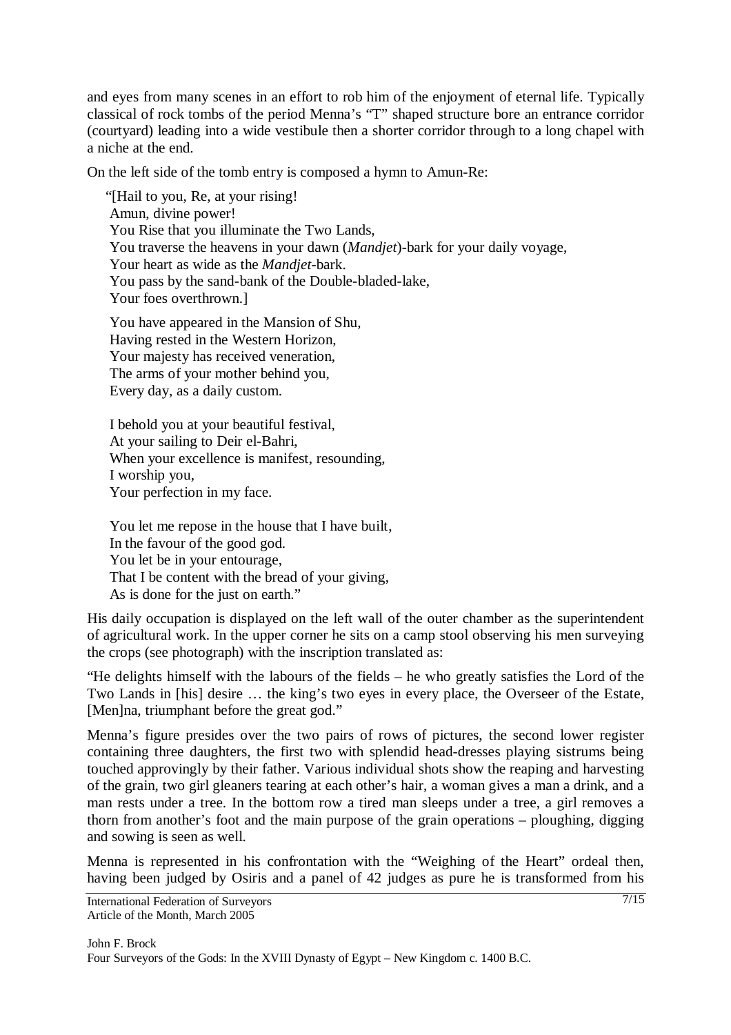and eyes from many scenes in an effort to rob him of the enjoyment of eternal life. Typically classical of rock tombs of the period Menna's "T" shaped structure bore an entrance corridor (courtyard) leading into a wide vestibule then a shorter corridor through to a long chapel with a niche at the end.

On the left side of the tomb entry is composed a hymn to Amun-Re:

> "[Hail to you, Re, at your rising!
> Amun, divine power!
> You Rise that you illuminate the Two Lands,
> You traverse the heavens in your dawn (*Mandjet*)-bark for your daily voyage,
> Your heart as wide as the *Mandjet*-bark.
> You pass by the sand-bank of the Double-bladed-lake,
> Your foes overthrown.]
>
> You have appeared in the Mansion of Shu,
> Having rested in the Western Horizon,
> Your majesty has received veneration,
> The arms of your mother behind you,
> Every day, as a daily custom.
>
> I behold you at your beautiful festival,
> At your sailing to Deir el-Bahri,
> When your excellence is manifest, resounding,
> I worship you,
> Your perfection in my face.
>
> You let me repose in the house that I have built,
> In the favour of the good god.
> You let be in your entourage,
> That I be content with the bread of your giving,
> As is done for the just on earth."

His daily occupation is displayed on the left wall of the outer chamber as the superintendent of agricultural work. In the upper corner he sits on a camp stool observing his men surveying the crops (see photograph) with the inscription translated as:

"He delights himself with the labours of the fields – he who greatly satisfies the Lord of the Two Lands in [his] desire … the king's two eyes in every place, the Overseer of the Estate, [Men]na, triumphant before the great god."

Menna's figure presides over the two pairs of rows of pictures, the second lower register containing three daughters, the first two with splendid head-dresses playing sistrums being touched approvingly by their father. Various individual shots show the reaping and harvesting of the grain, two girl gleaners tearing at each other's hair, a woman gives a man a drink, and a man rests under a tree. In the bottom row a tired man sleeps under a tree, a girl removes a thorn from another's foot and the main purpose of the grain operations – ploughing, digging and sowing is seen as well.

Menna is represented in his confrontation with the "Weighing of the Heart" ordeal then, having been judged by Osiris and a panel of 42 judges as pure he is transformed from his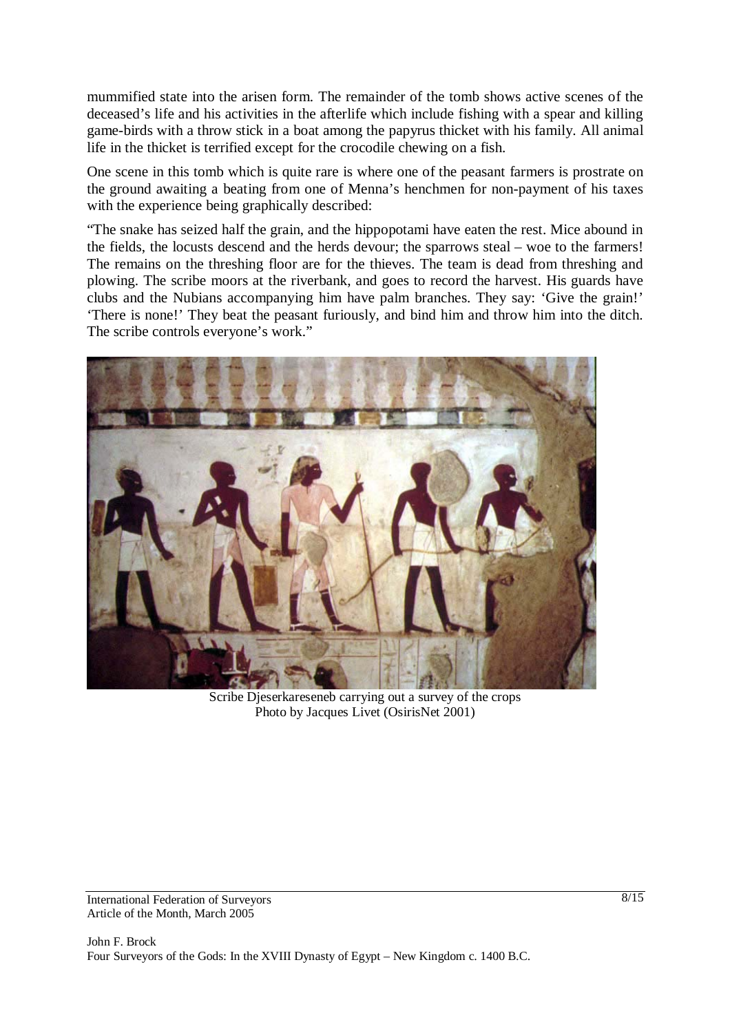mummified state into the arisen form. The remainder of the tomb shows active scenes of the deceased's life and his activities in the afterlife which include fishing with a spear and killing game-birds with a throw stick in a boat among the papyrus thicket with his family. All animal life in the thicket is terrified except for the crocodile chewing on a fish.

One scene in this tomb which is quite rare is where one of the peasant farmers is prostrate on the ground awaiting a beating from one of Menna's henchmen for non-payment of his taxes with the experience being graphically described:

"The snake has seized half the grain, and the hippopotami have eaten the rest. Mice abound in the fields, the locusts descend and the herds devour; the sparrows steal – woe to the farmers! The remains on the threshing floor are for the thieves. The team is dead from threshing and plowing. The scribe moors at the riverbank, and goes to record the harvest. His guards have clubs and the Nubians accompanying him have palm branches. They say: 'Give the grain!' 'There is none!' They beat the peasant furiously, and bind him and throw him into the ditch. The scribe controls everyone's work."

Scribe Djeserkareseneb carrying out a survey of the crops
Photo by Jacques Livet (OsirisNet 2001)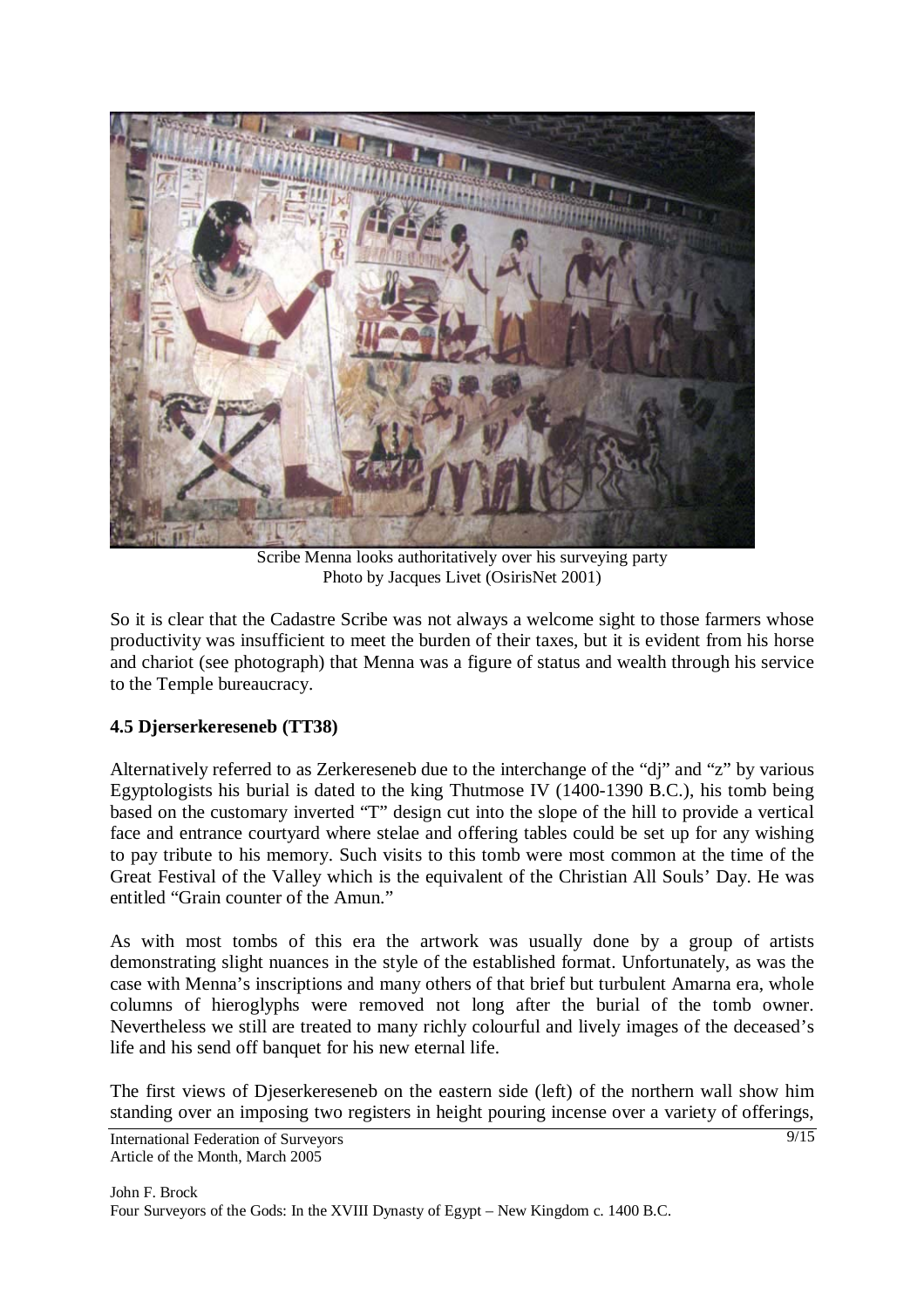Scribe Menna looks authoritatively over his surveying party
Photo by Jacques Livet (OsirisNet 2001)

So it is clear that the Cadastre Scribe was not always a welcome sight to those farmers whose productivity was insufficient to meet the burden of their taxes, but it is evident from his horse and chariot (see photograph) that Menna was a figure of status and wealth through his service to the Temple bureaucracy.

### 4.5 Djerserkereseneb (TT38)

Alternatively referred to as Zerkereseneb due to the interchange of the "dj" and "z" by various Egyptologists his burial is dated to the king Thutmose IV (1400-1390 B.C.), his tomb being based on the customary inverted "T" design cut into the slope of the hill to provide a vertical face and entrance courtyard where stelae and offering tables could be set up for any wishing to pay tribute to his memory. Such visits to this tomb were most common at the time of the Great Festival of the Valley which is the equivalent of the Christian All Souls' Day. He was entitled "Grain counter of the Amun."

As with most tombs of this era the artwork was usually done by a group of artists demonstrating slight nuances in the style of the established format. Unfortunately, as was the case with Menna's inscriptions and many others of that brief but turbulent Amarna era, whole columns of hieroglyphs were removed not long after the burial of the tomb owner. Nevertheless we still are treated to many richly colourful and lively images of the deceased's life and his send off banquet for his new eternal life.

The first views of Djeserkereseneb on the eastern side (left) of the northern wall show him standing over an imposing two registers in height pouring incense over a variety of offerings,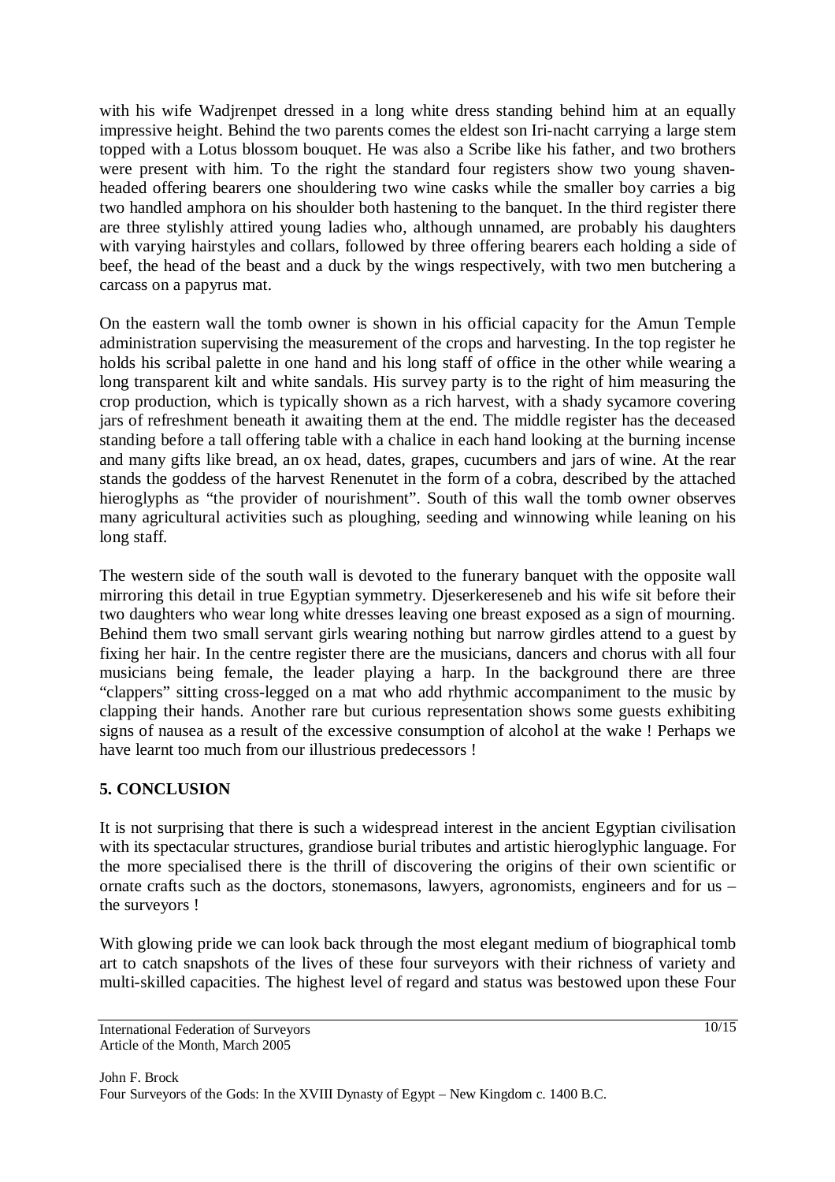with his wife Wadjrenpet dressed in a long white dress standing behind him at an equally impressive height. Behind the two parents comes the eldest son Iri-nacht carrying a large stem topped with a Lotus blossom bouquet. He was also a Scribe like his father, and two brothers were present with him. To the right the standard four registers show two young shaven-headed offering bearers one shouldering two wine casks while the smaller boy carries a big two handled amphora on his shoulder both hastening to the banquet. In the third register there are three stylishly attired young ladies who, although unnamed, are probably his daughters with varying hairstyles and collars, followed by three offering bearers each holding a side of beef, the head of the beast and a duck by the wings respectively, with two men butchering a carcass on a papyrus mat.

On the eastern wall the tomb owner is shown in his official capacity for the Amun Temple administration supervising the measurement of the crops and harvesting. In the top register he holds his scribal palette in one hand and his long staff of office in the other while wearing a long transparent kilt and white sandals. His survey party is to the right of him measuring the crop production, which is typically shown as a rich harvest, with a shady sycamore covering jars of refreshment beneath it awaiting them at the end. The middle register has the deceased standing before a tall offering table with a chalice in each hand looking at the burning incense and many gifts like bread, an ox head, dates, grapes, cucumbers and jars of wine. At the rear stands the goddess of the harvest Renenutet in the form of a cobra, described by the attached hieroglyphs as "the provider of nourishment". South of this wall the tomb owner observes many agricultural activities such as ploughing, seeding and winnowing while leaning on his long staff.

The western side of the south wall is devoted to the funerary banquet with the opposite wall mirroring this detail in true Egyptian symmetry. Djeserkereseneb and his wife sit before their two daughters who wear long white dresses leaving one breast exposed as a sign of mourning. Behind them two small servant girls wearing nothing but narrow girdles attend to a guest by fixing her hair. In the centre register there are the musicians, dancers and chorus with all four musicians being female, the leader playing a harp. In the background there are three "clappers" sitting cross-legged on a mat who add rhythmic accompaniment to the music by clapping their hands. Another rare but curious representation shows some guests exhibiting signs of nausea as a result of the excessive consumption of alcohol at the wake ! Perhaps we have learnt too much from our illustrious predecessors !

## 5. CONCLUSION

It is not surprising that there is such a widespread interest in the ancient Egyptian civilisation with its spectacular structures, grandiose burial tributes and artistic hieroglyphic language. For the more specialised there is the thrill of discovering the origins of their own scientific or ornate crafts such as the doctors, stonemasons, lawyers, agronomists, engineers and for us – the surveyors !

With glowing pride we can look back through the most elegant medium of biographical tomb art to catch snapshots of the lives of these four surveyors with their richness of variety and multi-skilled capacities. The highest level of regard and status was bestowed upon these Four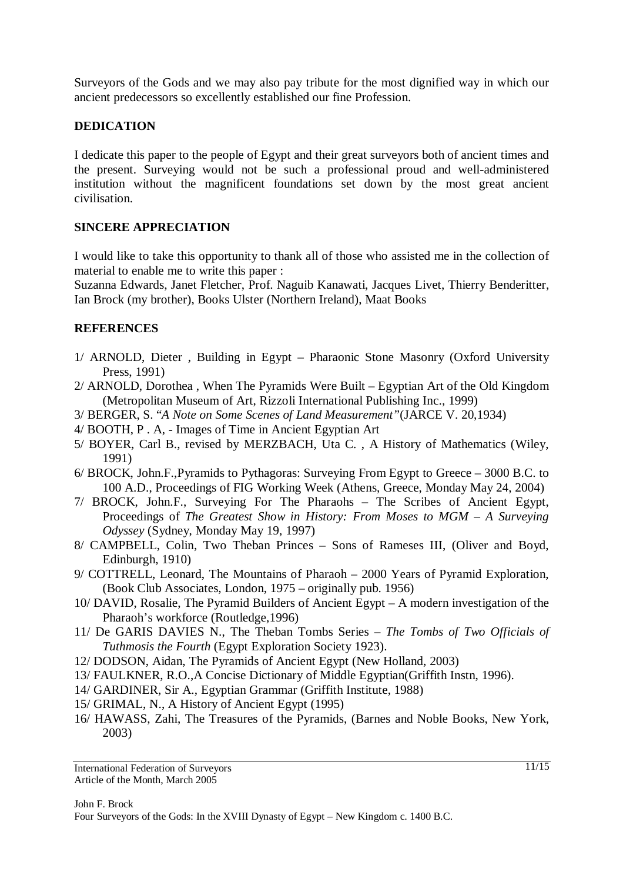Surveyors of the Gods and we may also pay tribute for the most dignified way in which our ancient predecessors so excellently established our fine Profession.

## DEDICATION

I dedicate this paper to the people of Egypt and their great surveyors both of ancient times and the present. Surveying would not be such a professional proud and well-administered institution without the magnificent foundations set down by the most great ancient civilisation.

## SINCERE APPRECIATION

I would like to take this opportunity to thank all of those who assisted me in the collection of material to enable me to write this paper :
Suzanna Edwards, Janet Fletcher, Prof. Naguib Kanawati, Jacques Livet, Thierry Benderitter, Ian Brock (my brother), Books Ulster (Northern Ireland), Maat Books

## REFERENCES

1/ ARNOLD, Dieter , Building in Egypt – Pharaonic Stone Masonry (Oxford University Press, 1991)

2/ ARNOLD, Dorothea , When The Pyramids Were Built – Egyptian Art of the Old Kingdom (Metropolitan Museum of Art, Rizzoli International Publishing Inc., 1999)

3/ BERGER, S. "*A Note on Some Scenes of Land Measurement*"(JARCE V. 20,1934)

4/ BOOTH, P . A, - Images of Time in Ancient Egyptian Art

5/ BOYER, Carl B., revised by MERZBACH, Uta C. , A History of Mathematics (Wiley, 1991)

6/ BROCK, John.F.,Pyramids to Pythagoras: Surveying From Egypt to Greece – 3000 B.C. to 100 A.D., Proceedings of FIG Working Week (Athens, Greece, Monday May 24, 2004)

7/ BROCK, John.F., Surveying For The Pharaohs – The Scribes of Ancient Egypt, Proceedings of *The Greatest Show in History: From Moses to MGM – A Surveying Odyssey* (Sydney, Monday May 19, 1997)

8/ CAMPBELL, Colin, Two Theban Princes – Sons of Rameses III, (Oliver and Boyd, Edinburgh, 1910)

9/ COTTRELL, Leonard, The Mountains of Pharaoh – 2000 Years of Pyramid Exploration, (Book Club Associates, London, 1975 – originally pub. 1956)

10/ DAVID, Rosalie, The Pyramid Builders of Ancient Egypt – A modern investigation of the Pharaoh's workforce (Routledge,1996)

11/ De GARIS DAVIES N., The Theban Tombs Series – *The Tombs of Two Officials of Tuthmosis the Fourth* (Egypt Exploration Society 1923).

12/ DODSON, Aidan, The Pyramids of Ancient Egypt (New Holland, 2003)

13/ FAULKNER, R.O.,A Concise Dictionary of Middle Egyptian(Griffith Instn, 1996).

14/ GARDINER, Sir A., Egyptian Grammar (Griffith Institute, 1988)

15/ GRIMAL, N., A History of Ancient Egypt (1995)

16/ HAWASS, Zahi, The Treasures of the Pyramids, (Barnes and Noble Books, New York, 2003)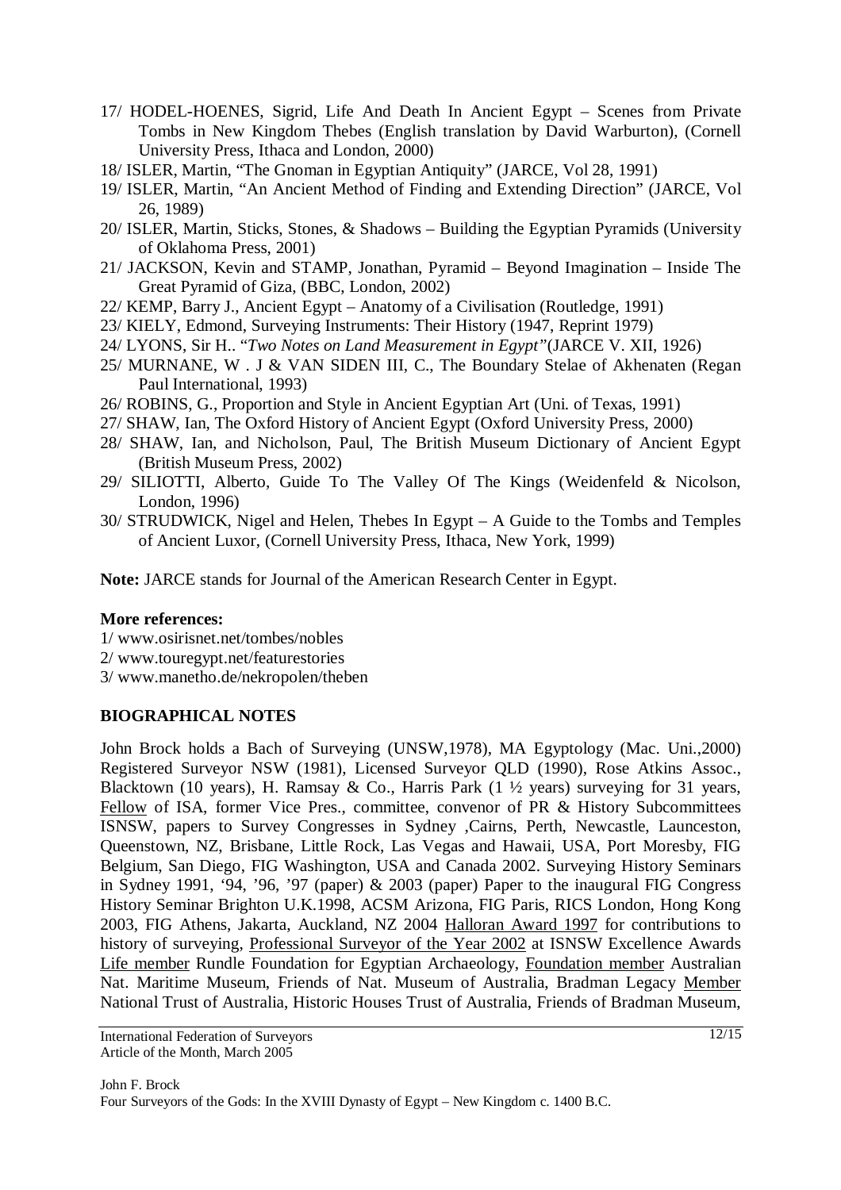17/ HODEL-HOENES, Sigrid, Life And Death In Ancient Egypt – Scenes from Private Tombs in New Kingdom Thebes (English translation by David Warburton), (Cornell University Press, Ithaca and London, 2000)

18/ ISLER, Martin, "The Gnoman in Egyptian Antiquity" (JARCE, Vol 28, 1991)

19/ ISLER, Martin, "An Ancient Method of Finding and Extending Direction" (JARCE, Vol 26, 1989)

20/ ISLER, Martin, Sticks, Stones, & Shadows – Building the Egyptian Pyramids (University of Oklahoma Press, 2001)

21/ JACKSON, Kevin and STAMP, Jonathan, Pyramid – Beyond Imagination – Inside The Great Pyramid of Giza, (BBC, London, 2002)

22/ KEMP, Barry J., Ancient Egypt – Anatomy of a Civilisation (Routledge, 1991)

23/ KIELY, Edmond, Surveying Instruments: Their History (1947, Reprint 1979)

24/ LYONS, Sir H.. "*Two Notes on Land Measurement in Egypt"*(JARCE V. XII, 1926)

25/ MURNANE, W . J & VAN SIDEN III, C., The Boundary Stelae of Akhenaten (Regan Paul International, 1993)

26/ ROBINS, G., Proportion and Style in Ancient Egyptian Art (Uni. of Texas, 1991)

27/ SHAW, Ian, The Oxford History of Ancient Egypt (Oxford University Press, 2000)

28/ SHAW, Ian, and Nicholson, Paul, The British Museum Dictionary of Ancient Egypt (British Museum Press, 2002)

29/ SILIOTTI, Alberto, Guide To The Valley Of The Kings (Weidenfeld & Nicolson, London, 1996)

30/ STRUDWICK, Nigel and Helen, Thebes In Egypt – A Guide to the Tombs and Temples of Ancient Luxor, (Cornell University Press, Ithaca, New York, 1999)

**Note:** JARCE stands for Journal of the American Research Center in Egypt.

**More references:**

1/ www.osirisnet.net/tombes/nobles
2/ www.touregypt.net/featurestories
3/ www.manetho.de/nekropolen/theben

## BIOGRAPHICAL NOTES

John Brock holds a Bach of Surveying (UNSW,1978), MA Egyptology (Mac. Uni.,2000) Registered Surveyor NSW (1981), Licensed Surveyor QLD (1990), Rose Atkins Assoc., Blacktown (10 years), H. Ramsay & Co., Harris Park (1 ½ years) surveying for 31 years, Fellow of ISA, former Vice Pres., committee, convenor of PR & History Subcommittees ISNSW, papers to Survey Congresses in Sydney ,Cairns, Perth, Newcastle, Launceston, Queenstown, NZ, Brisbane, Little Rock, Las Vegas and Hawaii, USA, Port Moresby, FIG Belgium, San Diego, FIG Washington, USA and Canada 2002. Surveying History Seminars in Sydney 1991, '94, '96, '97 (paper) & 2003 (paper) Paper to the inaugural FIG Congress History Seminar Brighton U.K.1998, ACSM Arizona, FIG Paris, RICS London, Hong Kong 2003, FIG Athens, Jakarta, Auckland, NZ 2004 Halloran Award 1997 for contributions to history of surveying, Professional Surveyor of the Year 2002 at ISNSW Excellence Awards Life member Rundle Foundation for Egyptian Archaeology, Foundation member Australian Nat. Maritime Museum, Friends of Nat. Museum of Australia, Bradman Legacy Member National Trust of Australia, Historic Houses Trust of Australia, Friends of Bradman Museum,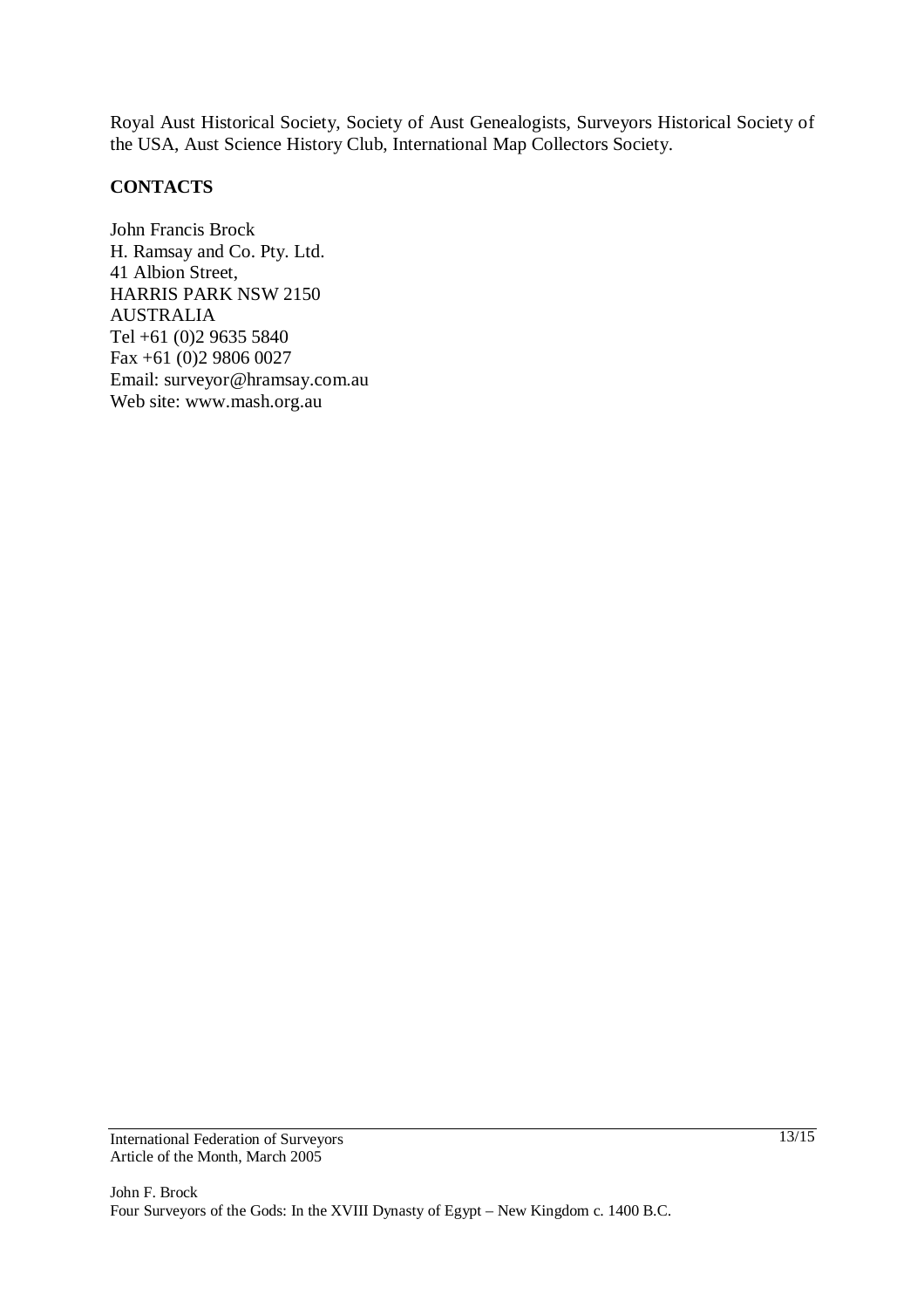Royal Aust Historical Society, Society of Aust Genealogists, Surveyors Historical Society of the USA, Aust Science History Club, International Map Collectors Society.

**CONTACTS**

John Francis Brock
H. Ramsay and Co. Pty. Ltd.
41 Albion Street,
HARRIS PARK NSW 2150
AUSTRALIA
Tel +61 (0)2 9635 5840
Fax +61 (0)2 9806 0027
Email: surveyor@hramsay.com.au
Web site: www.mash.org.au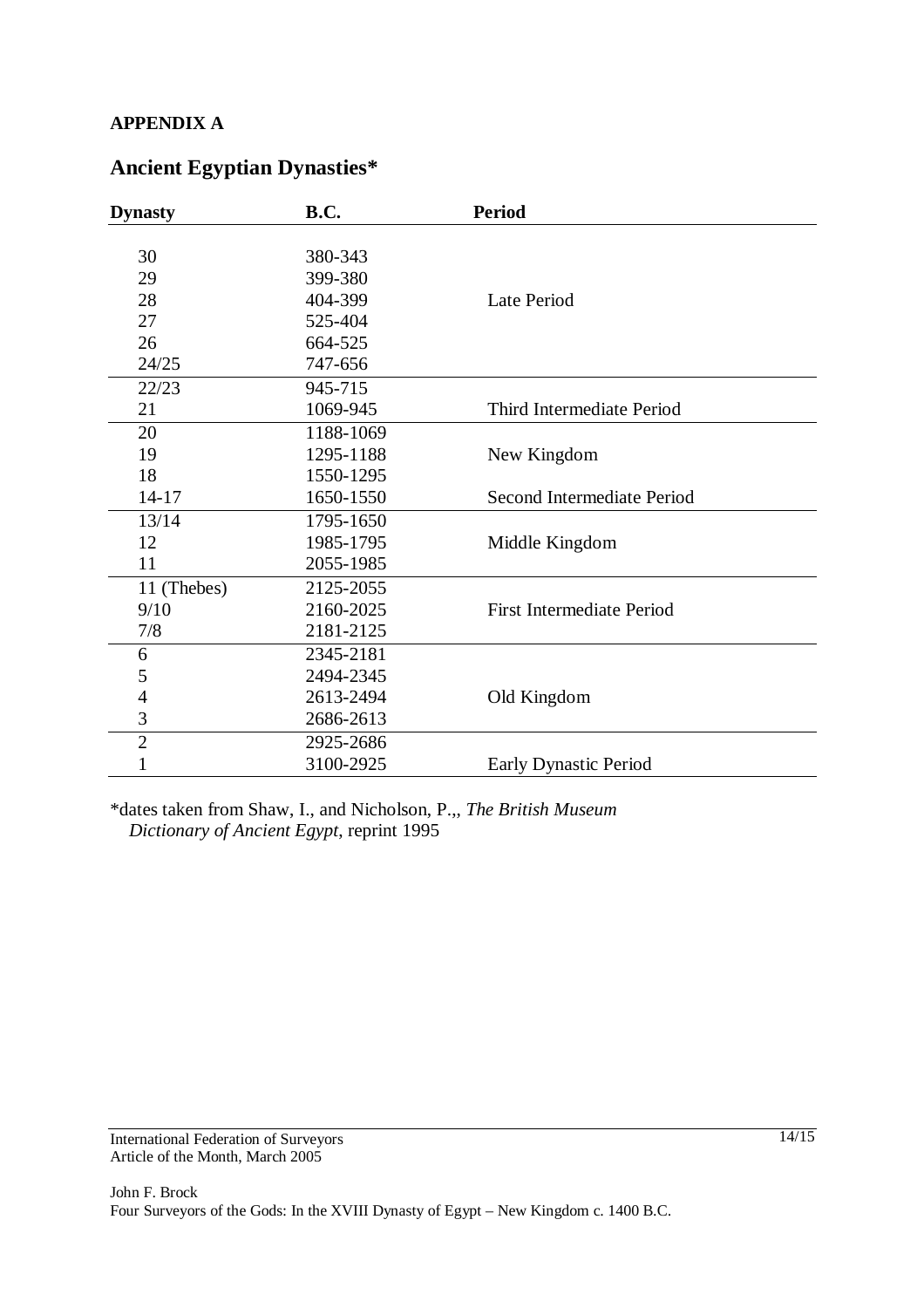**APPENDIX A**

## Ancient Egyptian Dynasties*

| Dynasty | B.C. | Period |
|---|---|---|
| 30 | 380-343 | |
| 29 | 399-380 | |
| 28 | 404-399 | Late Period |
| 27 | 525-404 | |
| 26 | 664-525 | |
| 24/25 | 747-656 | |
| 22/23 | 945-715 | |
| 21 | 1069-945 | Third Intermediate Period |
| 20 | 1188-1069 | |
| 19 | 1295-1188 | New Kingdom |
| 18 | 1550-1295 | |
| 14-17 | 1650-1550 | Second Intermediate Period |
| 13/14 | 1795-1650 | |
| 12 | 1985-1795 | Middle Kingdom |
| 11 | 2055-1985 | |
| 11 (Thebes) | 2125-2055 | |
| 9/10 | 2160-2025 | First Intermediate Period |
| 7/8 | 2181-2125 | |
| 6 | 2345-2181 | |
| 5 | 2494-2345 | |
| 4 | 2613-2494 | Old Kingdom |
| 3 | 2686-2613 | |
| 2 | 2925-2686 | |
| 1 | 3100-2925 | Early Dynastic Period |

*dates taken from Shaw, I., and Nicholson, P.,, *The British Museum Dictionary of Ancient Egypt*, reprint 1995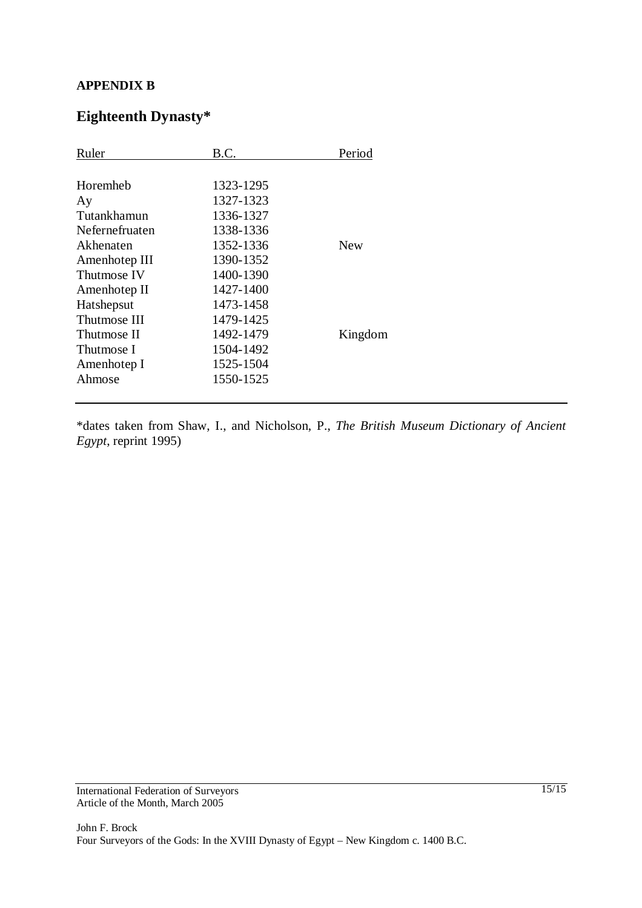**APPENDIX B**

## Eighteenth Dynasty*

| Ruler | B.C. | Period |
|---|---|---|
| Horemheb | 1323-1295 | |
| Ay | 1327-1323 | |
| Tutankhamun | 1336-1327 | |
| Nefernefruaten | 1338-1336 | |
| Akhenaten | 1352-1336 | New |
| Amenhotep III | 1390-1352 | |
| Thutmose IV | 1400-1390 | |
| Amenhotep II | 1427-1400 | |
| Hatshepsut | 1473-1458 | |
| Thutmose III | 1479-1425 | |
| Thutmose II | 1492-1479 | Kingdom |
| Thutmose I | 1504-1492 | |
| Amenhotep I | 1525-1504 | |
| Ahmose | 1550-1525 | |

*dates taken from Shaw, I., and Nicholson, P., *The British Museum Dictionary of Ancient Egypt*, reprint 1995)